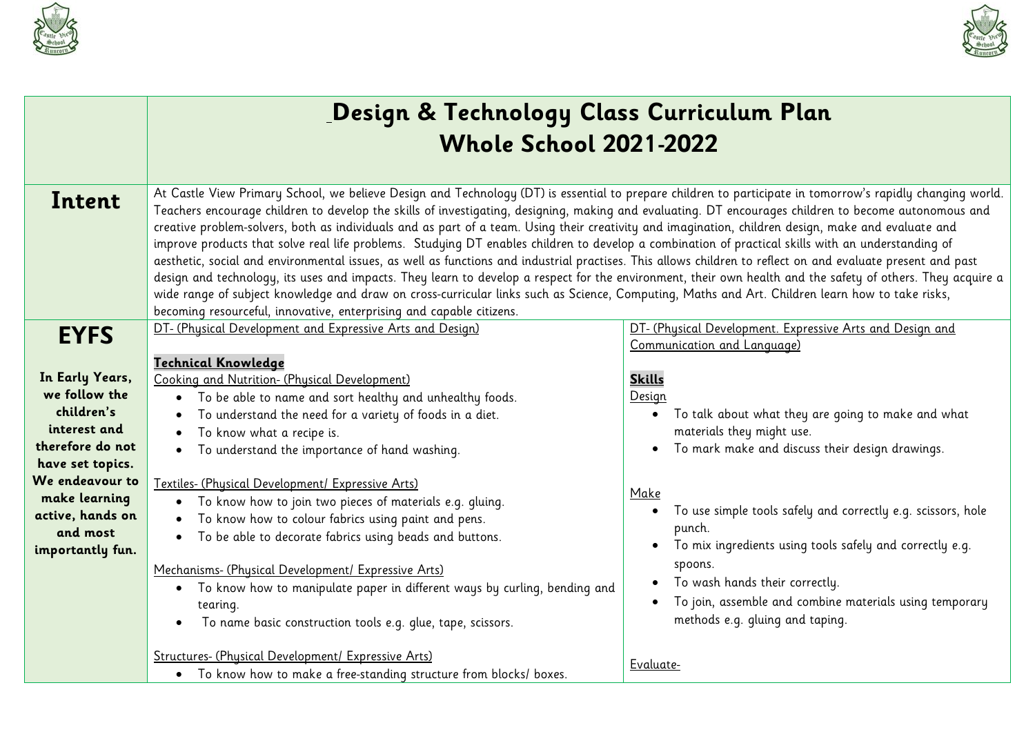# Design & Technology Class Curriculum Plan
# Whole School 2021-2022

| | | |
|---|---|---|
| **Intent** | At Castle View Primary School, we believe Design and Technology (DT) is essential to prepare children to participate in tomorrow's rapidly changing world. Teachers encourage children to develop the skills of investigating, designing, making and evaluating. DT encourages children to become autonomous and creative problem-solvers, both as individuals and as part of a team. Using their creativity and imagination, children design, make and evaluate and improve products that solve real life problems. Studying DT enables children to develop a combination of practical skills with an understanding of aesthetic, social and environmental issues, as well as functions and industrial practises. This allows children to reflect on and evaluate present and past design and technology, its uses and impacts. They learn to develop a respect for the environment, their own health and the safety of others. They acquire a wide range of subject knowledge and draw on cross-curricular links such as Science, Computing, Maths and Art. Children learn how to take risks, becoming resourceful, innovative, enterprising and capable citizens. | |
| **EYFS**<br><br>**In Early Years, we follow the children's interest and therefore do not have set topics. We endeavour to make learning active, hands on and most importantly fun.** | DT- (Physical Development and Expressive Arts and Design)<br><br>**Technical Knowledge**<br>Cooking and Nutrition- (Physical Development)<br>• To be able to name and sort healthy and unhealthy foods.<br>• To understand the need for a variety of foods in a diet.<br>• To know what a recipe is.<br>• To understand the importance of hand washing.<br><br>Textiles- (Physical Development/ Expressive Arts)<br>• To know how to join two pieces of materials e.g. gluing.<br>• To know how to colour fabrics using paint and pens.<br>• To be able to decorate fabrics using beads and buttons.<br><br>Mechanisms- (Physical Development/ Expressive Arts)<br>• To know how to manipulate paper in different ways by curling, bending and tearing.<br>• To name basic construction tools e.g. glue, tape, scissors.<br><br>Structures- (Physical Development/ Expressive Arts)<br>• To know how to make a free-standing structure from blocks/ boxes. | DT- (Physical Development. Expressive Arts and Design and Communication and Language)<br><br>**Skills**<br>Design<br>• To talk about what they are going to make and what materials they might use.<br>• To mark make and discuss their design drawings.<br><br>Make<br>• To use simple tools safely and correctly e.g. scissors, hole punch.<br>• To mix ingredients using tools safely and correctly e.g. spoons.<br>• To wash hands their correctly.<br>• To join, assemble and combine materials using temporary methods e.g. gluing and taping.<br><br>Evaluate- |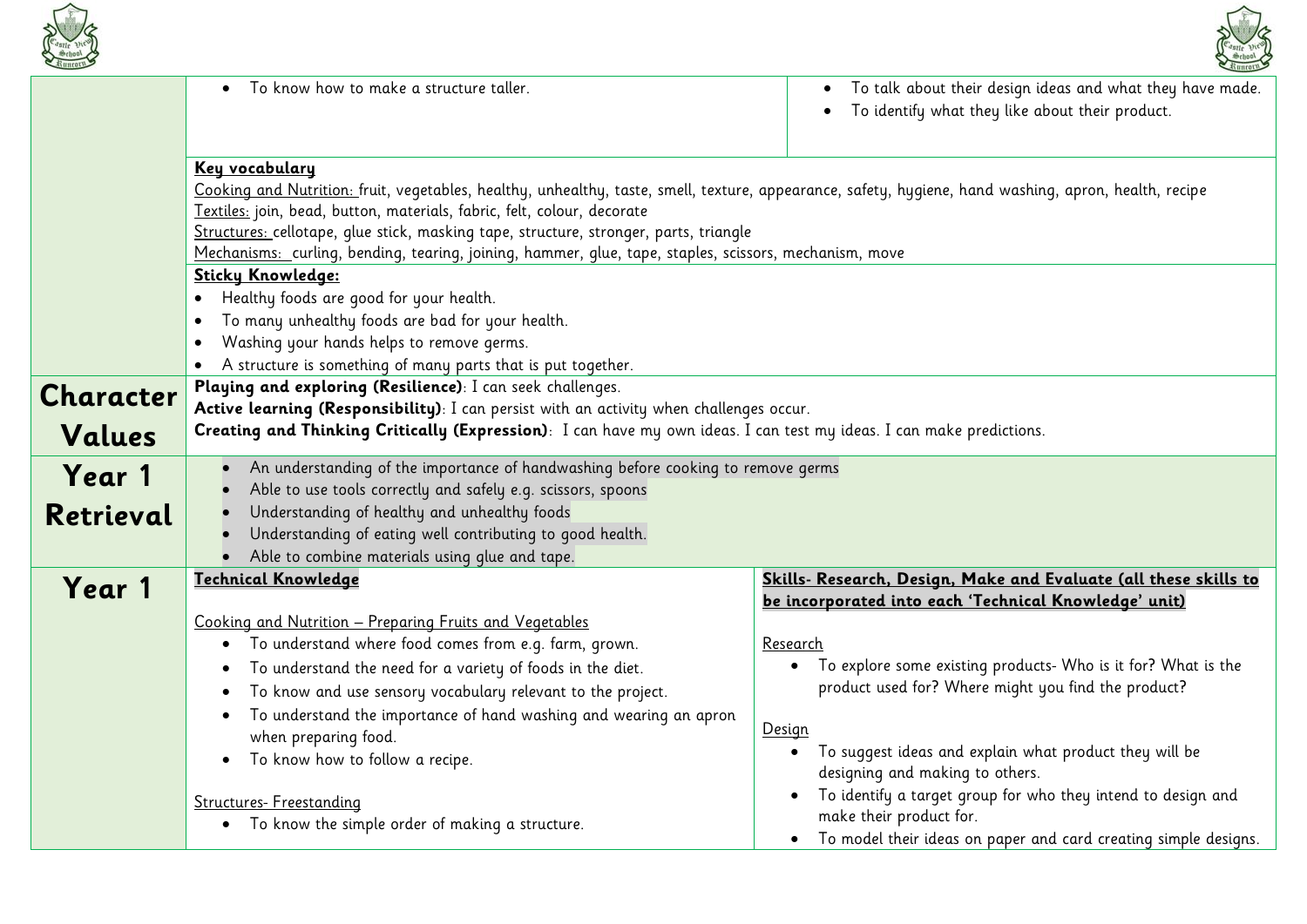| | | |
|---|---|---|
| | • To know how to make a structure taller. | • To talk about their design ideas and what they have made.<br>• To identify what they like about their product. |
| | **Key vocabulary**<br>Cooking and Nutrition: fruit, vegetables, healthy, unhealthy, taste, smell, texture, appearance, safety, hygiene, hand washing, apron, health, recipe<br>Textiles: join, bead, button, materials, fabric, felt, colour, decorate<br>Structures: cellotape, glue stick, masking tape, structure, stronger, parts, triangle<br>Mechanisms: curling, bending, tearing, joining, hammer, glue, tape, staples, scissors, mechanism, move | |
| | **Sticky Knowledge:**<br>• Healthy foods are good for your health.<br>• To many unhealthy foods are bad for your health.<br>• Washing your hands helps to remove germs.<br>• A structure is something of many parts that is put together. | |
| **Character Values** | **Playing and exploring (Resilience)**: I can seek challenges.<br>**Active learning (Responsibility)**: I can persist with an activity when challenges occur.<br>**Creating and Thinking Critically (Expression)**: I can have my own ideas. I can test my ideas. I can make predictions. | |
| **Year 1 Retrieval** | • An understanding of the importance of handwashing before cooking to remove germs<br>• Able to use tools correctly and safely e.g. scissors, spoons<br>• Understanding of healthy and unhealthy foods<br>• Understanding of eating well contributing to good health.<br>• Able to combine materials using glue and tape. | |
| **Year 1** | **Technical Knowledge**<br><br>Cooking and Nutrition – Preparing Fruits and Vegetables<br>• To understand where food comes from e.g. farm, grown.<br>• To understand the need for a variety of foods in the diet.<br>• To know and use sensory vocabulary relevant to the project.<br>• To understand the importance of hand washing and wearing an apron when preparing food.<br>• To know how to follow a recipe.<br><br>Structures- Freestanding<br>• To know the simple order of making a structure. | **Skills- Research, Design, Make and Evaluate (all these skills to be incorporated into each 'Technical Knowledge' unit)**<br><br>Research<br>• To explore some existing products- Who is it for? What is the product used for? Where might you find the product?<br><br>Design<br>• To suggest ideas and explain what product they will be designing and making to others.<br>• To identify a target group for who they intend to design and make their product for.<br>• To model their ideas on paper and card creating simple designs. |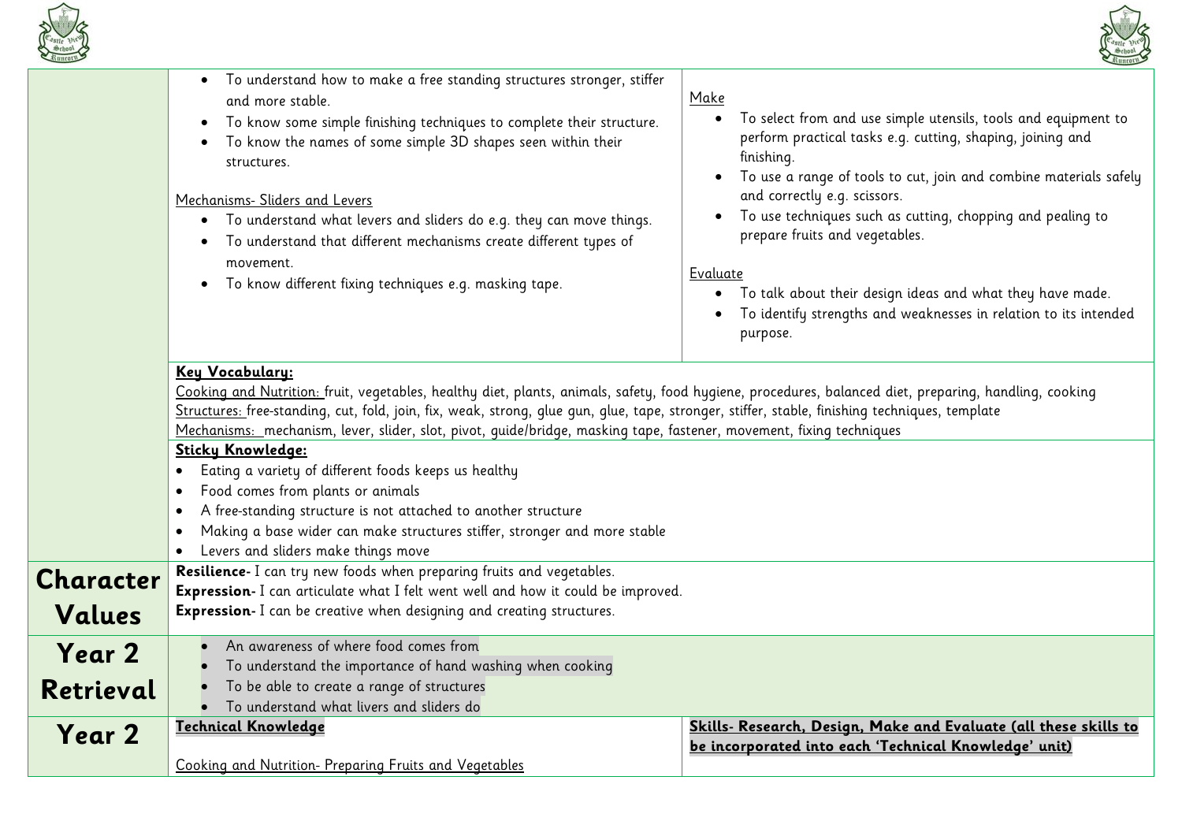| | | |
|---|---|---|
| | • To understand how to make a free standing structures stronger, stiffer and more stable.<br>• To know some simple finishing techniques to complete their structure.<br>• To know the names of some simple 3D shapes seen within their structures.<br><br>Mechanisms- Sliders and Levers<br>• To understand what levers and sliders do e.g. they can move things.<br>• To understand that different mechanisms create different types of movement.<br>• To know different fixing techniques e.g. masking tape. | Make<br>• To select from and use simple utensils, tools and equipment to perform practical tasks e.g. cutting, shaping, joining and finishing.<br>• To use a range of tools to cut, join and combine materials safely and correctly e.g. scissors.<br>• To use techniques such as cutting, chopping and pealing to prepare fruits and vegetables.<br><br>Evaluate<br>• To talk about their design ideas and what they have made.<br>• To identify strengths and weaknesses in relation to its intended purpose. |
| | **Key Vocabulary:**<br>Cooking and Nutrition: fruit, vegetables, healthy diet, plants, animals, safety, food hygiene, procedures, balanced diet, preparing, handling, cooking<br>Structures: free-standing, cut, fold, join, fix, weak, strong, glue gun, glue, tape, stronger, stiffer, stable, finishing techniques, template<br>Mechanisms: mechanism, lever, slider, slot, pivot, guide/bridge, masking tape, fastener, movement, fixing techniques | |
| | **Sticky Knowledge:**<br>• Eating a variety of different foods keeps us healthy<br>• Food comes from plants or animals<br>• A free-standing structure is not attached to another structure<br>• Making a base wider can make structures stiffer, stronger and more stable<br>• Levers and sliders make things move | |
| **Character Values** | **Resilience-** I can try new foods when preparing fruits and vegetables.<br>**Expression-** I can articulate what I felt went well and how it could be improved.<br>**Expression-** I can be creative when designing and creating structures. | |
| **Year 2 Retrieval** | • An awareness of where food comes from<br>• To understand the importance of hand washing when cooking<br>• To be able to create a range of structures<br>• To understand what livers and sliders do | |
| **Year 2** | **Technical Knowledge**<br><br>Cooking and Nutrition- Preparing Fruits and Vegetables | **Skills- Research, Design, Make and Evaluate (all these skills to be incorporated into each 'Technical Knowledge' unit)** |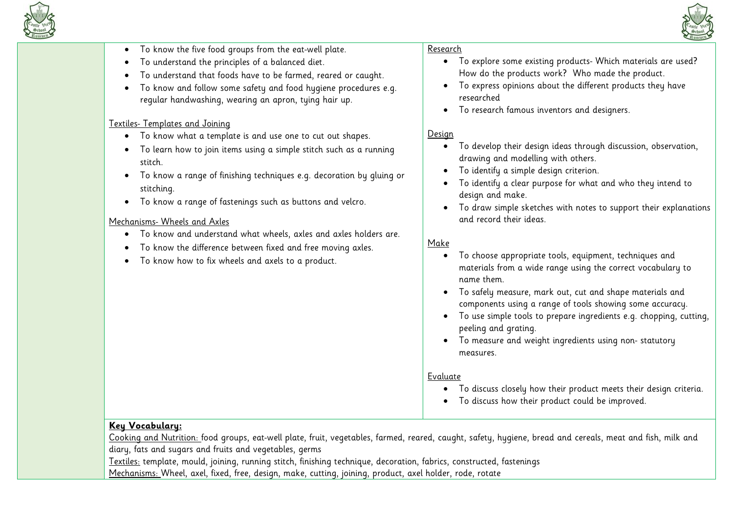- To know the five food groups from the eat-well plate.
- To understand the principles of a balanced diet.
- To understand that foods have to be farmed, reared or caught.
- To know and follow some safety and food hygiene procedures e.g. regular handwashing, wearing an apron, tying hair up.

Textiles- Templates and Joining

- To know what a template is and use one to cut out shapes.
- To learn how to join items using a simple stitch such as a running stitch.
- To know a range of finishing techniques e.g. decoration by gluing or stitching.
- To know a range of fastenings such as buttons and velcro.

Mechanisms- Wheels and Axles

- To know and understand what wheels, axles and axles holders are.
- To know the difference between fixed and free moving axles.
- To know how to fix wheels and axels to a product.

Research

- To explore some existing products- Which materials are used? How do the products work? Who made the product.
- To express opinions about the different products they have researched
- To research famous inventors and designers.

Design

- To develop their design ideas through discussion, observation, drawing and modelling with others.
- To identify a simple design criterion.
- To identify a clear purpose for what and who they intend to design and make.
- To draw simple sketches with notes to support their explanations and record their ideas.

Make

- To choose appropriate tools, equipment, techniques and materials from a wide range using the correct vocabulary to name them.
- To safely measure, mark out, cut and shape materials and components using a range of tools showing some accuracy.
- To use simple tools to prepare ingredients e.g. chopping, cutting, peeling and grating.
- To measure and weight ingredients using non- statutory measures.

Evaluate

- To discuss closely how their product meets their design criteria.
- To discuss how their product could be improved.

**Key Vocabulary:**

Cooking and Nutrition: food groups, eat-well plate, fruit, vegetables, farmed, reared, caught, safety, hygiene, bread and cereals, meat and fish, milk and diary, fats and sugars and fruits and vegetables, germs

Textiles: template, mould, joining, running stitch, finishing technique, decoration, fabrics, constructed, fastenings

Mechanisms: Wheel, axel, fixed, free, design, make, cutting, joining, product, axel holder, rode, rotate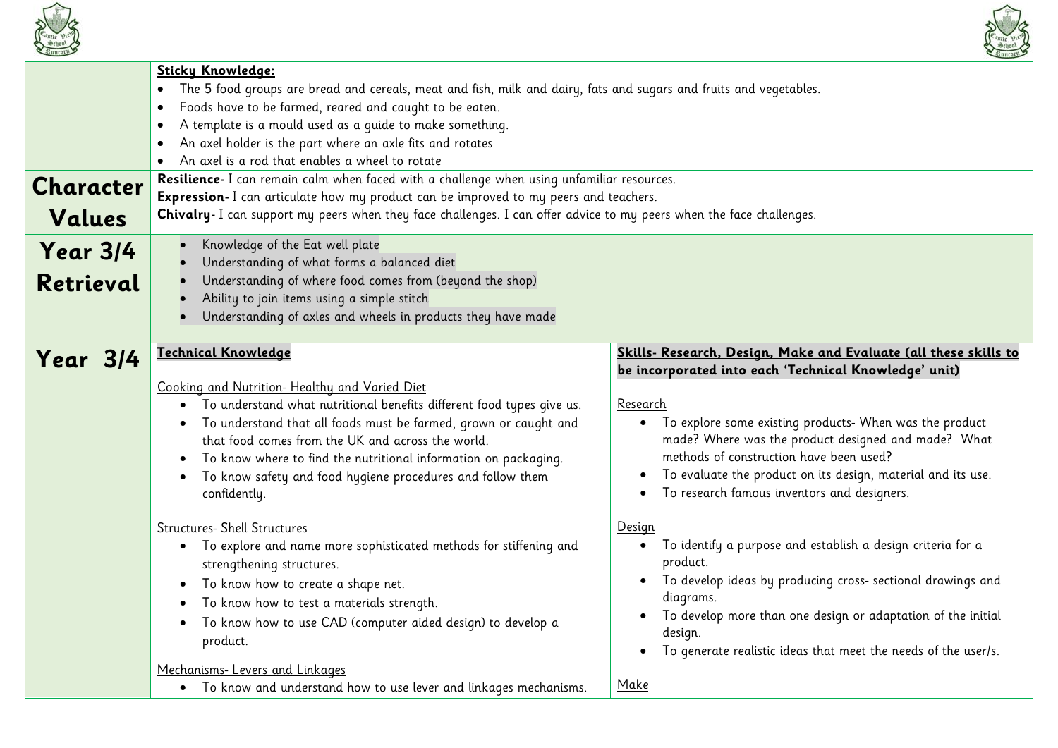| | | |
|---|---|---|
| | **Sticky Knowledge:**<br>• The 5 food groups are bread and cereals, meat and fish, milk and dairy, fats and sugars and fruits and vegetables.<br>• Foods have to be farmed, reared and caught to be eaten.<br>• A template is a mould used as a guide to make something.<br>• An axel holder is the part where an axle fits and rotates<br>• An axel is a rod that enables a wheel to rotate | |
| **Character Values** | **Resilience-** I can remain calm when faced with a challenge when using unfamiliar resources.<br>**Expression-** I can articulate how my product can be improved to my peers and teachers.<br>**Chivalry-** I can support my peers when they face challenges. I can offer advice to my peers when the face challenges. | |
| **Year 3/4 Retrieval** | • Knowledge of the Eat well plate<br>• Understanding of what forms a balanced diet<br>• Understanding of where food comes from (beyond the shop)<br>• Ability to join items using a simple stitch<br>• Understanding of axles and wheels in products they have made | |
| **Year 3/4** | **Technical Knowledge**<br><br>Cooking and Nutrition- Healthy and Varied Diet<br>• To understand what nutritional benefits different food types give us.<br>• To understand that all foods must be farmed, grown or caught and that food comes from the UK and across the world.<br>• To know where to find the nutritional information on packaging.<br>• To know safety and food hygiene procedures and follow them confidently.<br><br>Structures- Shell Structures<br>• To explore and name more sophisticated methods for stiffening and strengthening structures.<br>• To know how to create a shape net.<br>• To know how to test a materials strength.<br>• To know how to use CAD (computer aided design) to develop a product.<br><br>Mechanisms- Levers and Linkages<br>• To know and understand how to use lever and linkages mechanisms. | **Skills- Research, Design, Make and Evaluate (all these skills to be incorporated into each 'Technical Knowledge' unit)**<br><br>Research<br>• To explore some existing products- When was the product made? Where was the product designed and made? What methods of construction have been used?<br>• To evaluate the product on its design, material and its use.<br>• To research famous inventors and designers.<br><br>Design<br>• To identify a purpose and establish a design criteria for a product.<br>• To develop ideas by producing cross- sectional drawings and diagrams.<br>• To develop more than one design or adaptation of the initial design.<br>• To generate realistic ideas that meet the needs of the user/s.<br><br>Make |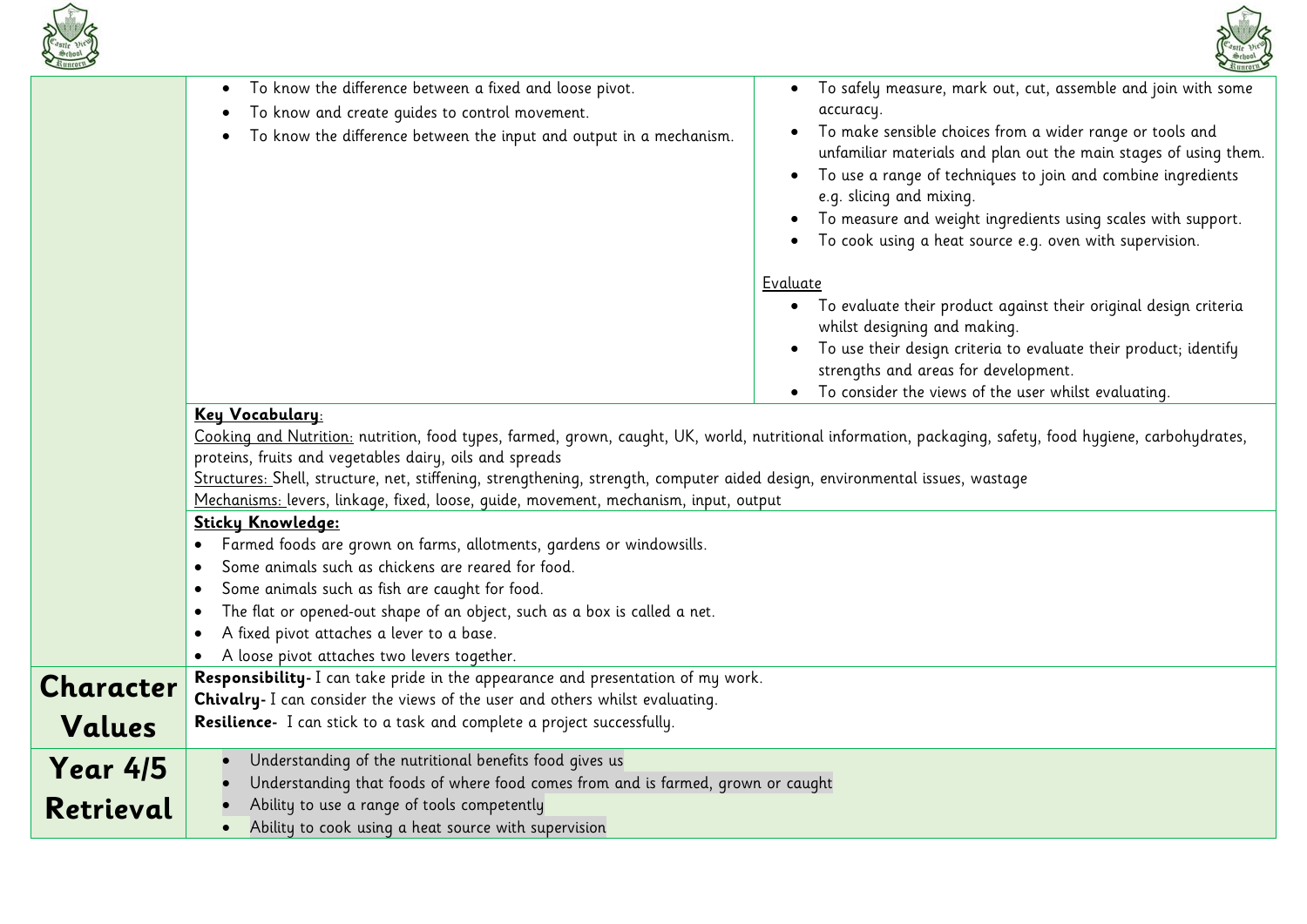| | | |
|---|---|---|
| | • To know the difference between a fixed and loose pivot.<br>• To know and create guides to control movement.<br>• To know the difference between the input and output in a mechanism. | • To safely measure, mark out, cut, assemble and join with some accuracy.<br>• To make sensible choices from a wider range or tools and unfamiliar materials and plan out the main stages of using them.<br>• To use a range of techniques to join and combine ingredients e.g. slicing and mixing.<br>• To measure and weight ingredients using scales with support.<br>• To cook using a heat source e.g. oven with supervision.<br><br>Evaluate<br>• To evaluate their product against their original design criteria whilst designing and making.<br>• To use their design criteria to evaluate their product; identify strengths and areas for development.<br>• To consider the views of the user whilst evaluating. |
| | **Key Vocabulary**:<br>Cooking and Nutrition: nutrition, food types, farmed, grown, caught, UK, world, nutritional information, packaging, safety, food hygiene, carbohydrates, proteins, fruits and vegetables dairy, oils and spreads<br>Structures: Shell, structure, net, stiffening, strengthening, strength, computer aided design, environmental issues, wastage<br>Mechanisms: levers, linkage, fixed, loose, guide, movement, mechanism, input, output | |
| | **Sticky Knowledge:**<br>• Farmed foods are grown on farms, allotments, gardens or windowsills.<br>• Some animals such as chickens are reared for food.<br>• Some animals such as fish are caught for food.<br>• The flat or opened-out shape of an object, such as a box is called a net.<br>• A fixed pivot attaches a lever to a base.<br>• A loose pivot attaches two levers together. | |
| **Character Values** | **Responsibility-** I can take pride in the appearance and presentation of my work.<br>**Chivalry-** I can consider the views of the user and others whilst evaluating.<br>**Resilience-** I can stick to a task and complete a project successfully. | |
| **Year 4/5 Retrieval** | • Understanding of the nutritional benefits food gives us<br>• Understanding that foods of where food comes from and is farmed, grown or caught<br>• Ability to use a range of tools competently<br>• Ability to cook using a heat source with supervision | |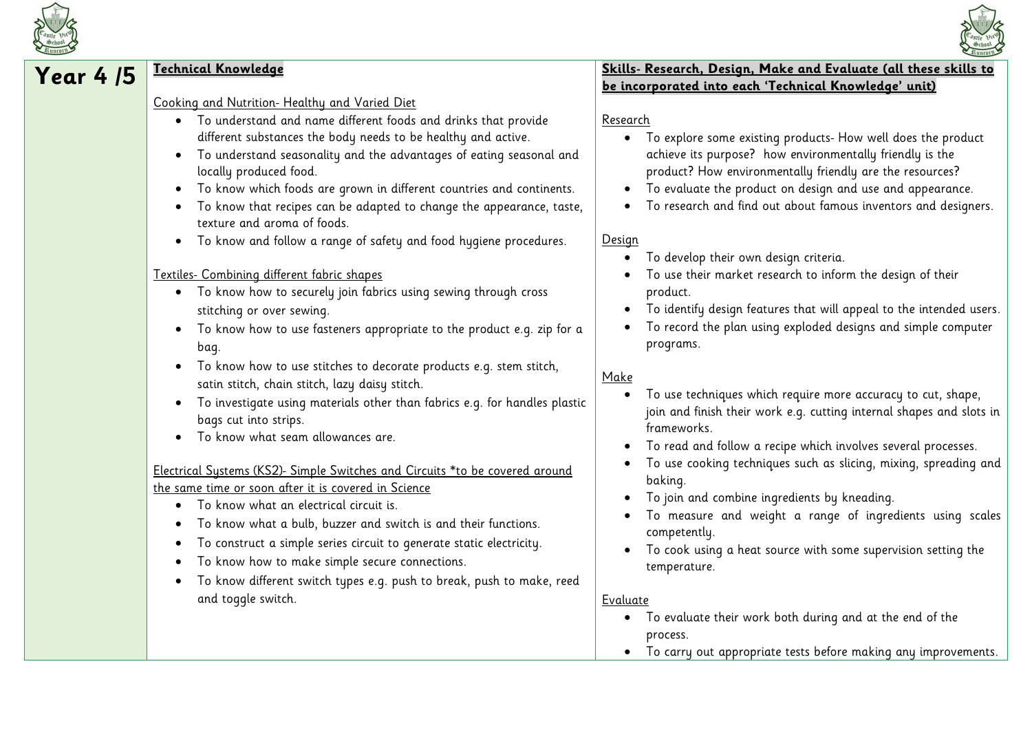## Year 4 /5

### Technical Knowledge

Cooking and Nutrition- Healthy and Varied Diet

- To understand and name different foods and drinks that provide different substances the body needs to be healthy and active.
- To understand seasonality and the advantages of eating seasonal and locally produced food.
- To know which foods are grown in different countries and continents.
- To know that recipes can be adapted to change the appearance, taste, texture and aroma of foods.
- To know and follow a range of safety and food hygiene procedures.

Textiles- Combining different fabric shapes

- To know how to securely join fabrics using sewing through cross stitching or over sewing.
- To know how to use fasteners appropriate to the product e.g. zip for a bag.
- To know how to use stitches to decorate products e.g. stem stitch, satin stitch, chain stitch, lazy daisy stitch.
- To investigate using materials other than fabrics e.g. for handles plastic bags cut into strips.
- To know what seam allowances are.

Electrical Systems (KS2)- Simple Switches and Circuits *to be covered around the same time or soon after it is covered in Science

- To know what an electrical circuit is.
- To know what a bulb, buzzer and switch is and their functions.
- To construct a simple series circuit to generate static electricity.
- To know how to make simple secure connections.
- To know different switch types e.g. push to break, push to make, reed and toggle switch.

### Skills- Research, Design, Make and Evaluate (all these skills to be incorporated into each 'Technical Knowledge' unit)

Research

- To explore some existing products- How well does the product achieve its purpose? how environmentally friendly is the product? How environmentally friendly are the resources?
- To evaluate the product on design and use and appearance.
- To research and find out about famous inventors and designers.

Design

- To develop their own design criteria.
- To use their market research to inform the design of their product.
- To identify design features that will appeal to the intended users.
- To record the plan using exploded designs and simple computer programs.

Make

- To use techniques which require more accuracy to cut, shape, join and finish their work e.g. cutting internal shapes and slots in frameworks.
- To read and follow a recipe which involves several processes.
- To use cooking techniques such as slicing, mixing, spreading and baking.
- To join and combine ingredients by kneading.
- To measure and weight a range of ingredients using scales competently.
- To cook using a heat source with some supervision setting the temperature.

Evaluate

- To evaluate their work both during and at the end of the process.
- To carry out appropriate tests before making any improvements.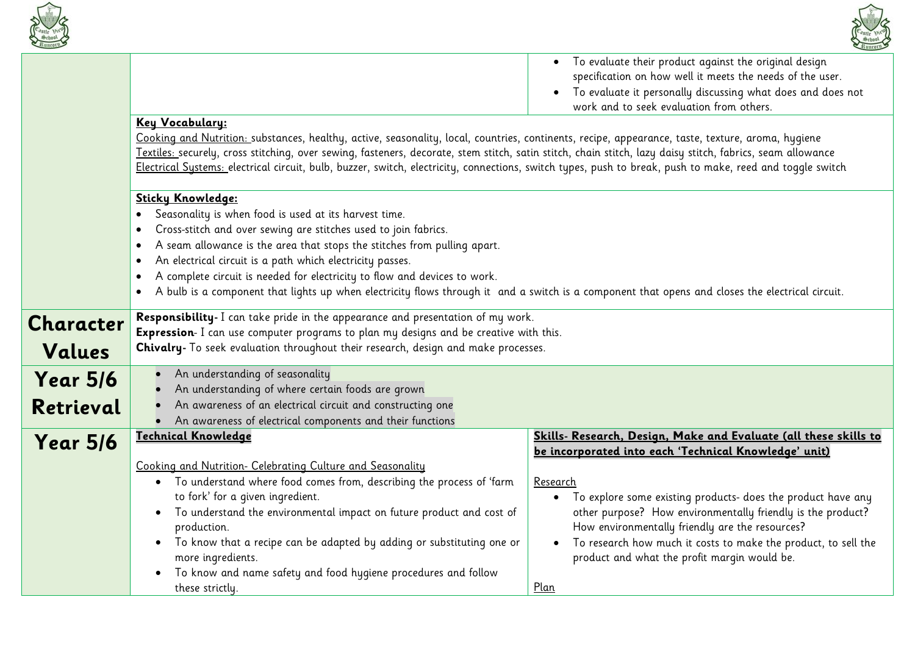|  |  |  |
|---|---|---|
|  |  | • To evaluate their product against the original design specification on how well it meets the needs of the user.<br>• To evaluate it personally discussing what does and does not work and to seek evaluation from others. |
|  | **Key Vocabulary:**<br>Cooking and Nutrition: substances, healthy, active, seasonality, local, countries, continents, recipe, appearance, taste, texture, aroma, hygiene<br>Textiles: securely, cross stitching, over sewing, fasteners, decorate, stem stitch, satin stitch, chain stitch, lazy daisy stitch, fabrics, seam allowance<br>Electrical Systems: electrical circuit, bulb, buzzer, switch, electricity, connections, switch types, push to break, push to make, reed and toggle switch | |
|  | **Sticky Knowledge:**<br>• Seasonality is when food is used at its harvest time.<br>• Cross-stitch and over sewing are stitches used to join fabrics.<br>• A seam allowance is the area that stops the stitches from pulling apart.<br>• An electrical circuit is a path which electricity passes.<br>• A complete circuit is needed for electricity to flow and devices to work.<br>• A bulb is a component that lights up when electricity flows through it and a switch is a component that opens and closes the electrical circuit. | |
| **Character Values** | **Responsibility-** I can take pride in the appearance and presentation of my work.<br>**Expression**- I can use computer programs to plan my designs and be creative with this.<br>**Chivalry-** To seek evaluation throughout their research, design and make processes. | |
| **Year 5/6 Retrieval** | • An understanding of seasonality<br>• An understanding of where certain foods are grown<br>• An awareness of an electrical circuit and constructing one<br>• An awareness of electrical components and their functions | |
| **Year 5/6** | **Technical Knowledge**<br><br>Cooking and Nutrition- Celebrating Culture and Seasonality<br>• To understand where food comes from, describing the process of 'farm to fork' for a given ingredient.<br>• To understand the environmental impact on future product and cost of production.<br>• To know that a recipe can be adapted by adding or substituting one or more ingredients.<br>• To know and name safety and food hygiene procedures and follow these strictly. | **Skills- Research, Design, Make and Evaluate (all these skills to be incorporated into each 'Technical Knowledge' unit)**<br><br>Research<br>• To explore some existing products- does the product have any other purpose? How environmentally friendly is the product? How environmentally friendly are the resources?<br>• To research how much it costs to make the product, to sell the product and what the profit margin would be.<br><br>Plan |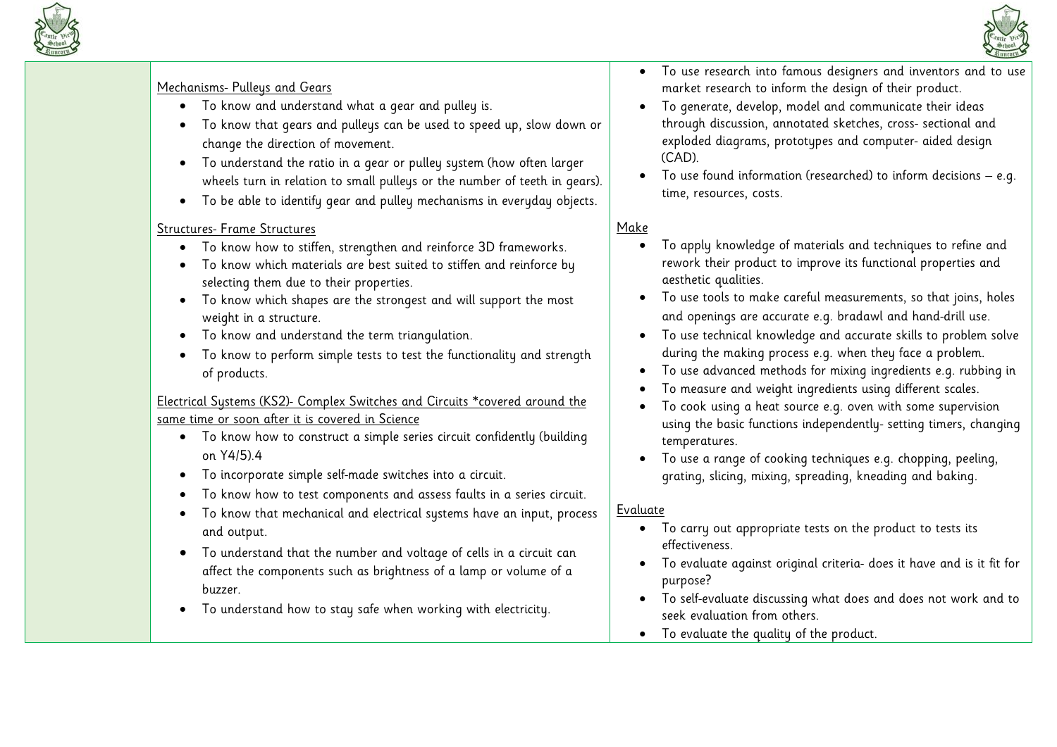Mechanisms- Pulleys and Gears

- To know and understand what a gear and pulley is.
- To know that gears and pulleys can be used to speed up, slow down or change the direction of movement.
- To understand the ratio in a gear or pulley system (how often larger wheels turn in relation to small pulleys or the number of teeth in gears).
- To be able to identify gear and pulley mechanisms in everyday objects.

Structures- Frame Structures

- To know how to stiffen, strengthen and reinforce 3D frameworks.
- To know which materials are best suited to stiffen and reinforce by selecting them due to their properties.
- To know which shapes are the strongest and will support the most weight in a structure.
- To know and understand the term triangulation.
- To know to perform simple tests to test the functionality and strength of products.

Electrical Systems (KS2)- Complex Switches and Circuits *covered around the same time or soon after it is covered in Science

- To know how to construct a simple series circuit confidently (building on Y4/5).4
- To incorporate simple self-made switches into a circuit.
- To know how to test components and assess faults in a series circuit.
- To know that mechanical and electrical systems have an input, process and output.
- To understand that the number and voltage of cells in a circuit can affect the components such as brightness of a lamp or volume of a buzzer.
- To understand how to stay safe when working with electricity.

- To use research into famous designers and inventors and to use market research to inform the design of their product.
- To generate, develop, model and communicate their ideas through discussion, annotated sketches, cross- sectional and exploded diagrams, prototypes and computer- aided design (CAD).
- To use found information (researched) to inform decisions – e.g. time, resources, costs.

Make

- To apply knowledge of materials and techniques to refine and rework their product to improve its functional properties and aesthetic qualities.
- To use tools to make careful measurements, so that joins, holes and openings are accurate e.g. bradawl and hand-drill use.
- To use technical knowledge and accurate skills to problem solve during the making process e.g. when they face a problem.
- To use advanced methods for mixing ingredients e.g. rubbing in
- To measure and weight ingredients using different scales.
- To cook using a heat source e.g. oven with some supervision using the basic functions independently- setting timers, changing temperatures.
- To use a range of cooking techniques e.g. chopping, peeling, grating, slicing, mixing, spreading, kneading and baking.

Evaluate

- To carry out appropriate tests on the product to tests its effectiveness.
- To evaluate against original criteria- does it have and is it fit for purpose?
- To self-evaluate discussing what does and does not work and to seek evaluation from others.
- To evaluate the quality of the product.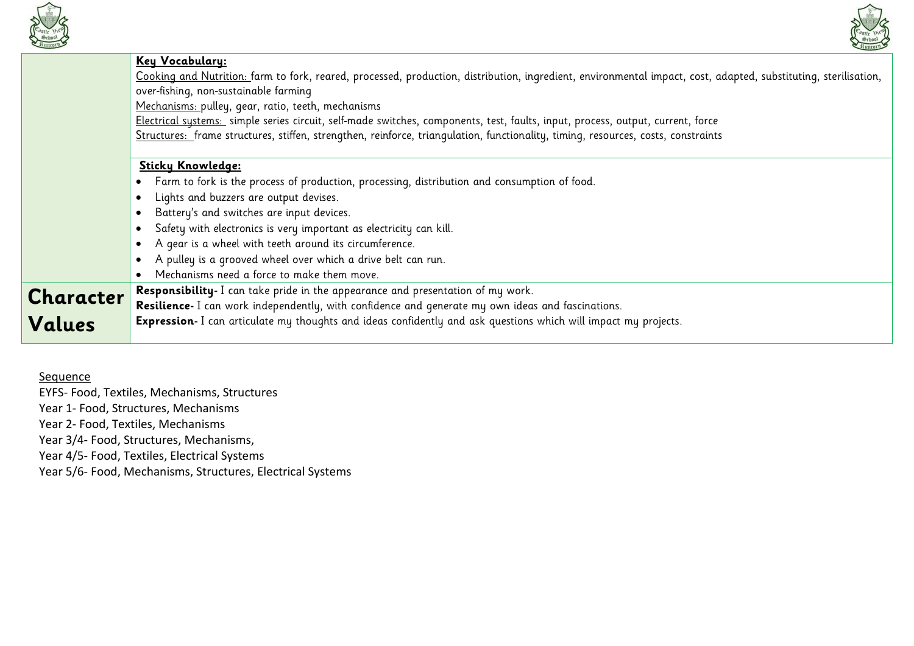| | |
|---|---|
| | **Key Vocabulary:**<br>Cooking and Nutrition: farm to fork, reared, processed, production, distribution, ingredient, environmental impact, cost, adapted, substituting, sterilisation, over-fishing, non-sustainable farming<br>Mechanisms: pulley, gear, ratio, teeth, mechanisms<br>Electrical systems: simple series circuit, self-made switches, components, test, faults, input, process, output, current, force<br>Structures: frame structures, stiffen, strengthen, reinforce, triangulation, functionality, timing, resources, costs, constraints |
| | **Sticky Knowledge:**<br>• Farm to fork is the process of production, processing, distribution and consumption of food.<br>• Lights and buzzers are output devises.<br>• Battery's and switches are input devices.<br>• Safety with electronics is very important as electricity can kill.<br>• A gear is a wheel with teeth around its circumference.<br>• A pulley is a grooved wheel over which a drive belt can run.<br>• Mechanisms need a force to make them move. |
| **Character Values** | **Responsibility-** I can take pride in the appearance and presentation of my work.<br>**Resilience-** I can work independently, with confidence and generate my own ideas and fascinations.<br>**Expression-** I can articulate my thoughts and ideas confidently and ask questions which will impact my projects. |

Sequence

EYFS- Food, Textiles, Mechanisms, Structures
Year 1- Food, Structures, Mechanisms
Year 2- Food, Textiles, Mechanisms
Year 3/4- Food, Structures, Mechanisms,
Year 4/5- Food, Textiles, Electrical Systems
Year 5/6- Food, Mechanisms, Structures, Electrical Systems